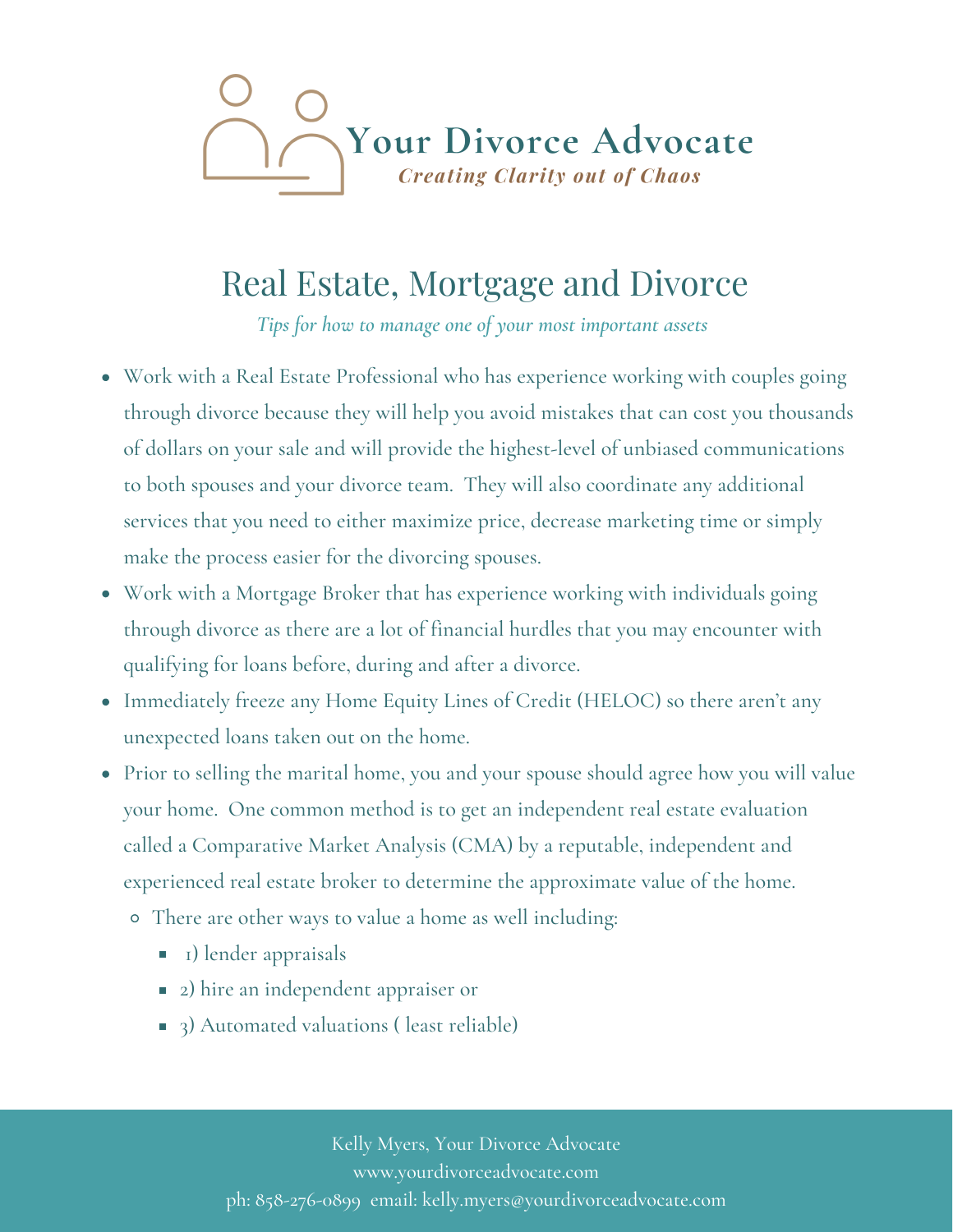# Your Divorce Advocate

*Creating Clarity out of Chaos*

## Real Estate, Mortgage and Divorce

*Tips for how to manage one of your most important assets*

- Work with a Real Estate Professional who has experience working with couples going through divorce because they will help you avoid mistakes that can cost you thousands of dollars on your sale and will provide the highest-level of unbiased communications to both spouses and your divorce team. They will also coordinate any additional services that you need to either maximize price, decrease marketing time or simply make the process easier for the divorcing spouses.
- Work with a Mortgage Broker that has experience working with individuals going through divorce as there are a lot of financial hurdles that you may encounter with qualifying for loans before, during and after a divorce.
- Immediately freeze any Home Equity Lines of Credit (HELOC) so there aren't any unexpected loans taken out on the home.
- Prior to selling the marital home, you and your spouse should agree how you will value your home. One common method is to get an independent real estate evaluation called a Comparative Market Analysis (CMA) by a reputable, independent and experienced real estate broker to determine the approximate value of the home.
  - There are other ways to value a home as well including:
    - 1) lender appraisals
    - 2) hire an independent appraiser or
    - 3) Automated valuations ( least reliable)

Kelly Myers, Your Divorce Advocate
www.yourdivorceadvocate.com
ph: 858-276-0899 email: kelly.myers@yourdivorceadvocate.com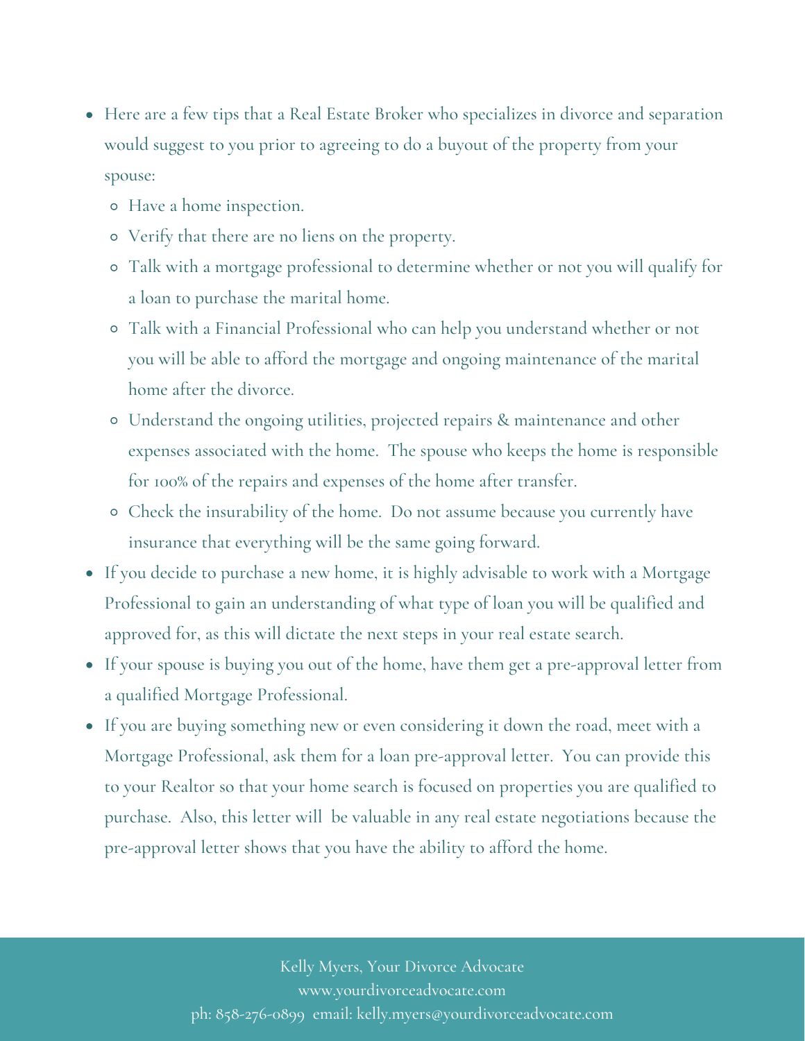- Here are a few tips that a Real Estate Broker who specializes in divorce and separation would suggest to you prior to agreeing to do a buyout of the property from your spouse:
    - Have a home inspection.
    - Verify that there are no liens on the property.
    - Talk with a mortgage professional to determine whether or not you will qualify for a loan to purchase the marital home.
    - Talk with a Financial Professional who can help you understand whether or not you will be able to afford the mortgage and ongoing maintenance of the marital home after the divorce.
    - Understand the ongoing utilities, projected repairs & maintenance and other expenses associated with the home. The spouse who keeps the home is responsible for 100% of the repairs and expenses of the home after transfer.
    - Check the insurability of the home. Do not assume because you currently have insurance that everything will be the same going forward.
- If you decide to purchase a new home, it is highly advisable to work with a Mortgage Professional to gain an understanding of what type of loan you will be qualified and approved for, as this will dictate the next steps in your real estate search.
- If your spouse is buying you out of the home, have them get a pre-approval letter from a qualified Mortgage Professional.
- If you are buying something new or even considering it down the road, meet with a Mortgage Professional, ask them for a loan pre-approval letter. You can provide this to your Realtor so that your home search is focused on properties you are qualified to purchase. Also, this letter will be valuable in any real estate negotiations because the pre-approval letter shows that you have the ability to afford the home.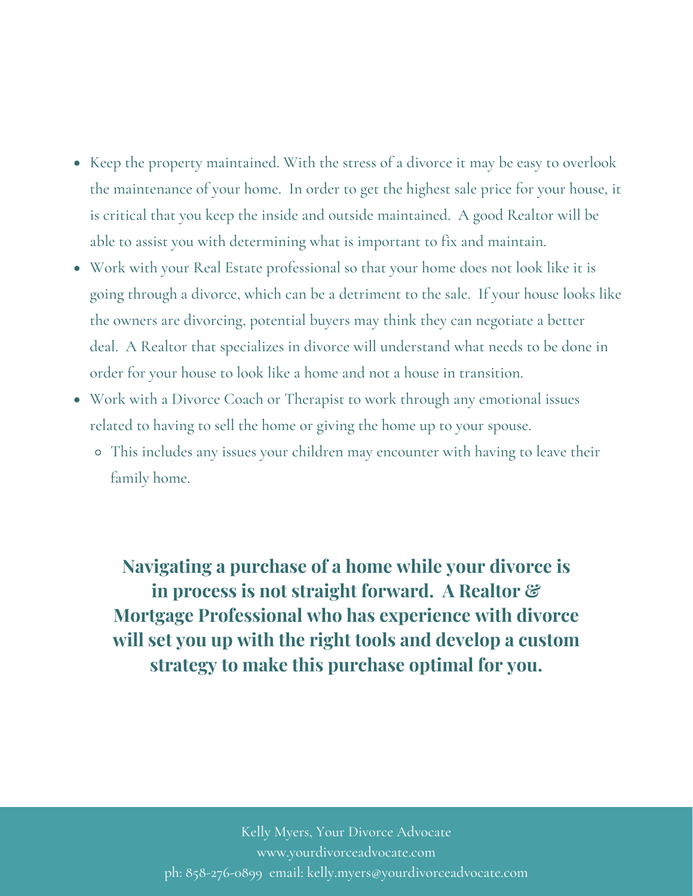- Keep the property maintained. With the stress of a divorce it may be easy to overlook the maintenance of your home. In order to get the highest sale price for your house, it is critical that you keep the inside and outside maintained. A good Realtor will be able to assist you with determining what is important to fix and maintain.
- Work with your Real Estate professional so that your home does not look like it is going through a divorce, which can be a detriment to the sale. If your house looks like the owners are divorcing, potential buyers may think they can negotiate a better deal. A Realtor that specializes in divorce will understand what needs to be done in order for your house to look like a home and not a house in transition.
- Work with a Divorce Coach or Therapist to work through any emotional issues related to having to sell the home or giving the home up to your spouse.
  - This includes any issues your children may encounter with having to leave their family home.

**Navigating a purchase of a home while your divorce is in process is not straight forward. A Realtor & Mortgage Professional who has experience with divorce will set you up with the right tools and develop a custom strategy to make this purchase optimal for you.**